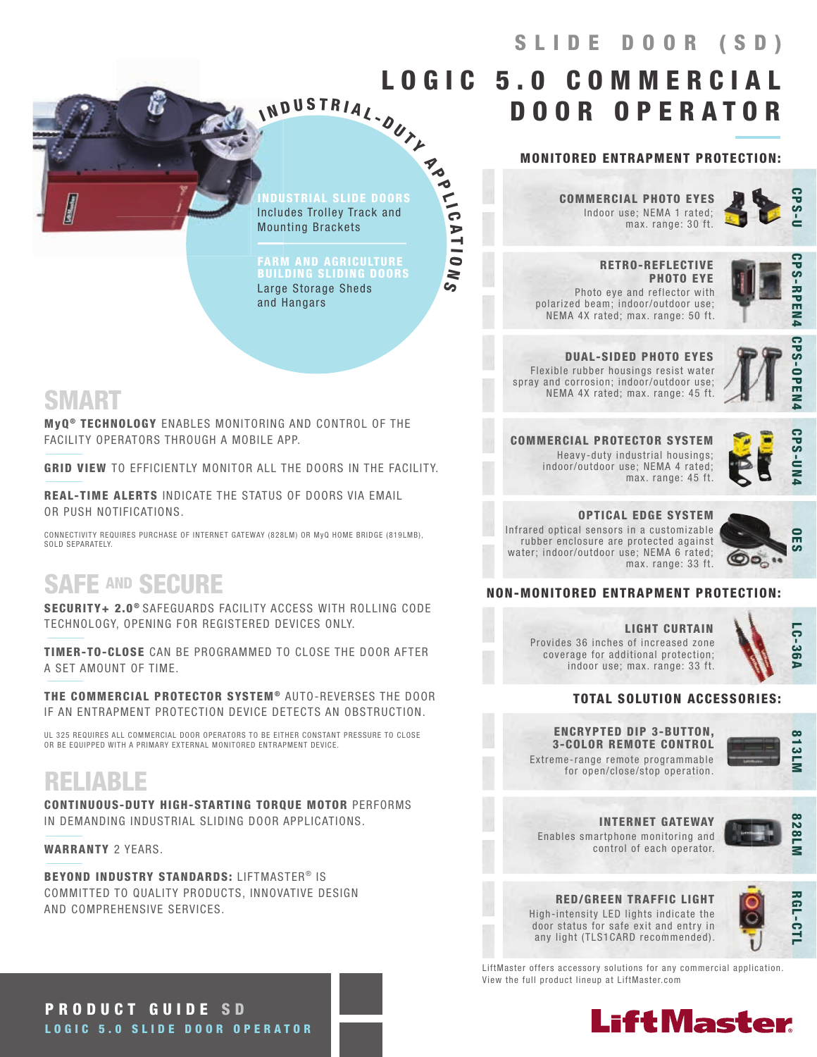# SLIDE DOOR (SD)

# LOGIC 5.0 COMMERCIAL DOOR OPERATOR

## INDUSTRIAL-DUTY APPLICATIONS

**INDUSTRIAL SLIDE DOORS**
Includes Trolley Track and Mounting Brackets

**FARM AND AGRICULTURE BUILDING SLIDING DOORS**
Large Storage Sheds and Hangars

## SMART

**MyQ® TECHNOLOGY** ENABLES MONITORING AND CONTROL OF THE FACILITY OPERATORS THROUGH A MOBILE APP.

**GRID VIEW** TO EFFICIENTLY MONITOR ALL THE DOORS IN THE FACILITY.

**REAL-TIME ALERTS** INDICATE THE STATUS OF DOORS VIA EMAIL OR PUSH NOTIFICATIONS.

CONNECTIVITY REQUIRES PURCHASE OF INTERNET GATEWAY (828LM) OR MyQ HOME BRIDGE (819LMB), SOLD SEPARATELY.

## SAFE AND SECURE

**SECURITY+ 2.0®** SAFEGUARDS FACILITY ACCESS WITH ROLLING CODE TECHNOLOGY, OPENING FOR REGISTERED DEVICES ONLY.

**TIMER-TO-CLOSE** CAN BE PROGRAMMED TO CLOSE THE DOOR AFTER A SET AMOUNT OF TIME.

**THE COMMERCIAL PROTECTOR SYSTEM®** AUTO-REVERSES THE DOOR IF AN ENTRAPMENT PROTECTION DEVICE DETECTS AN OBSTRUCTION.

UL 325 REQUIRES ALL COMMERCIAL DOOR OPERATORS TO BE EITHER CONSTANT PRESSURE TO CLOSE OR BE EQUIPPED WITH A PRIMARY EXTERNAL MONITORED ENTRAPMENT DEVICE.

## RELIABLE

**CONTINUOUS-DUTY HIGH-STARTING TORQUE MOTOR** PERFORMS IN DEMANDING INDUSTRIAL SLIDING DOOR APPLICATIONS.

**WARRANTY** 2 YEARS.

**BEYOND INDUSTRY STANDARDS:** LIFTMASTER® IS COMMITTED TO QUALITY PRODUCTS, INNOVATIVE DESIGN AND COMPREHENSIVE SERVICES.

## MONITORED ENTRAPMENT PROTECTION:

**COMMERCIAL PHOTO EYES** — CPS-U
Indoor use; NEMA 1 rated; max. range: 30 ft.

**RETRO-REFLECTIVE PHOTO EYE** — CPS-RPEN4
Photo eye and reflector with polarized beam; indoor/outdoor use; NEMA 4X rated; max. range: 50 ft.

**DUAL-SIDED PHOTO EYES** — CPS-OPEN4
Flexible rubber housings resist water spray and corrosion; indoor/outdoor use; NEMA 4X rated; max. range: 45 ft.

**COMMERCIAL PROTECTOR SYSTEM** — CPS-UN4
Heavy-duty industrial housings; indoor/outdoor use; NEMA 4 rated; max. range: 45 ft.

**OPTICAL EDGE SYSTEM** — OES
Infrared optical sensors in a customizable rubber enclosure are protected against water; indoor/outdoor use; NEMA 6 rated; max. range: 33 ft.

## NON-MONITORED ENTRAPMENT PROTECTION:

**LIGHT CURTAIN** — LC-36A
Provides 36 inches of increased zone coverage for additional protection; indoor use; max. range: 33 ft.

## TOTAL SOLUTION ACCESSORIES:

**ENCRYPTED DIP 3-BUTTON, 3-COLOR REMOTE CONTROL** — 813LM
Extreme-range remote programmable for open/close/stop operation.

**INTERNET GATEWAY** — 828LM
Enables smartphone monitoring and control of each operator.

**RED/GREEN TRAFFIC LIGHT** — RGL-CTL
High-intensity LED lights indicate the door status for safe exit and entry in any light (TLS1CARD recommended).

LiftMaster offers accessory solutions for any commercial application. View the full product lineup at LiftMaster.com

**PRODUCT GUIDE SD**
**LOGIC 5.0 SLIDE DOOR OPERATOR**

LiftMaster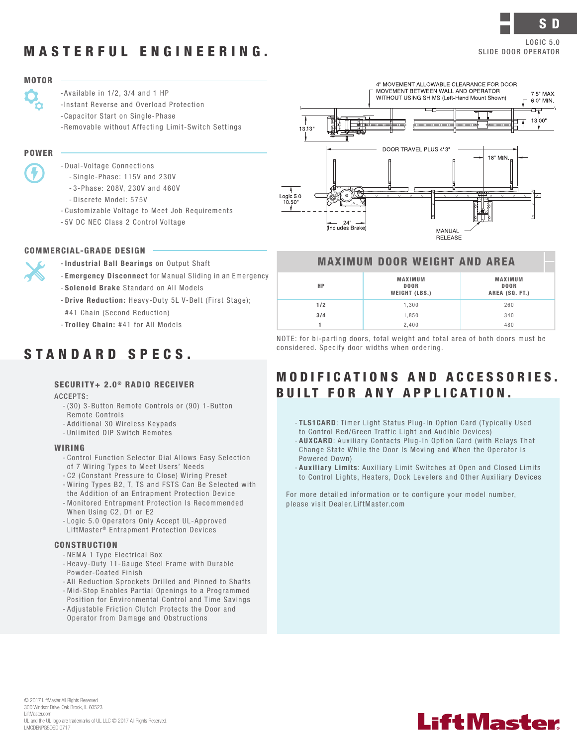SD

LOGIC 5.0
SLIDE DOOR OPERATOR

# MASTERFUL ENGINEERING.

## MOTOR

- Available in 1/2, 3/4 and 1 HP
- Instant Reverse and Overload Protection
- Capacitor Start on Single-Phase
- Removable without Affecting Limit-Switch Settings

## POWER

- Dual-Voltage Connections
  - Single-Phase: 115V and 230V
  - 3-Phase: 208V, 230V and 460V
  - Discrete Model: 575V
- Customizable Voltage to Meet Job Requirements
- 5V DC NEC Class 2 Control Voltage

## COMMERCIAL-GRADE DESIGN

- **Industrial Ball Bearings** on Output Shaft
- **Emergency Disconnect** for Manual Sliding in an Emergency
- **Solenoid Brake** Standard on All Models
- **Drive Reduction:** Heavy-Duty 5L V-Belt (First Stage); #41 Chain (Second Reduction)
- **Trolley Chain:** #41 for All Models

4" MOVEMENT ALLOWABLE CLEARANCE FOR DOOR MOVEMENT BETWEEN WALL AND OPERATOR WITHOUT USING SHIMS (Left-Hand Mount Shown)

7.5" MAX.
6.0" MIN.

13.13"

13.00"

DOOR TRAVEL PLUS 4' 3"

18" MIN.

Logic 5.0
10.50"

24"
(Includes Brake)

MANUAL
RELEASE

## MAXIMUM DOOR WEIGHT AND AREA

| HP | MAXIMUM DOOR WEIGHT (LBS.) | MAXIMUM DOOR AREA (SQ. FT.) |
|---|---|---|
| 1/2 | 1,300 | 260 |
| 3/4 | 1,850 | 340 |
| 1 | 2,400 | 480 |

NOTE: for bi-parting doors, total weight and total area of both doors must be considered. Specify door widths when ordering.

# STANDARD SPECS.

### SECURITY+ 2.0® RADIO RECEIVER

ACCEPTS:

- (30) 3-Button Remote Controls or (90) 1-Button Remote Controls
- Additional 30 Wireless Keypads
- Unlimited DIP Switch Remotes

### WIRING

- Control Function Selector Dial Allows Easy Selection of 7 Wiring Types to Meet Users' Needs
- C2 (Constant Pressure to Close) Wiring Preset
- Wiring Types B2, T, TS and FSTS Can Be Selected with the Addition of an Entrapment Protection Device
- Monitored Entrapment Protection Is Recommended When Using C2, D1 or E2
- Logic 5.0 Operators Only Accept UL-Approved LiftMaster® Entrapment Protection Devices

### CONSTRUCTION

- NEMA 1 Type Electrical Box
- Heavy-Duty 11-Gauge Steel Frame with Durable Powder-Coated Finish
- All Reduction Sprockets Drilled and Pinned to Shafts
- Mid-Stop Enables Partial Openings to a Programmed Position for Environmental Control and Time Savings
- Adjustable Friction Clutch Protects the Door and Operator from Damage and Obstructions

# MODIFICATIONS AND ACCESSORIES. BUILT FOR ANY APPLICATION.

- **TLS1CARD**: Timer Light Status Plug-In Option Card (Typically Used to Control Red/Green Traffic Light and Audible Devices)
- **AUXCARD**: Auxiliary Contacts Plug-In Option Card (with Relays That Change State While the Door Is Moving and When the Operator Is Powered Down)
- **Auxiliary Limits**: Auxiliary Limit Switches at Open and Closed Limits to Control Lights, Heaters, Dock Levelers and Other Auxiliary Devices

For more detailed information or to configure your model number, please visit Dealer.LiftMaster.com

© 2017 LiftMaster All Rights Reserved
300 Windsor Drive, Oak Brook, IL 60523
LiftMaster.com
UL and the UL logo are trademarks of UL LLC © 2017 All Rights Reserved.
LMCDENPG5OSD 0717

LiftMaster